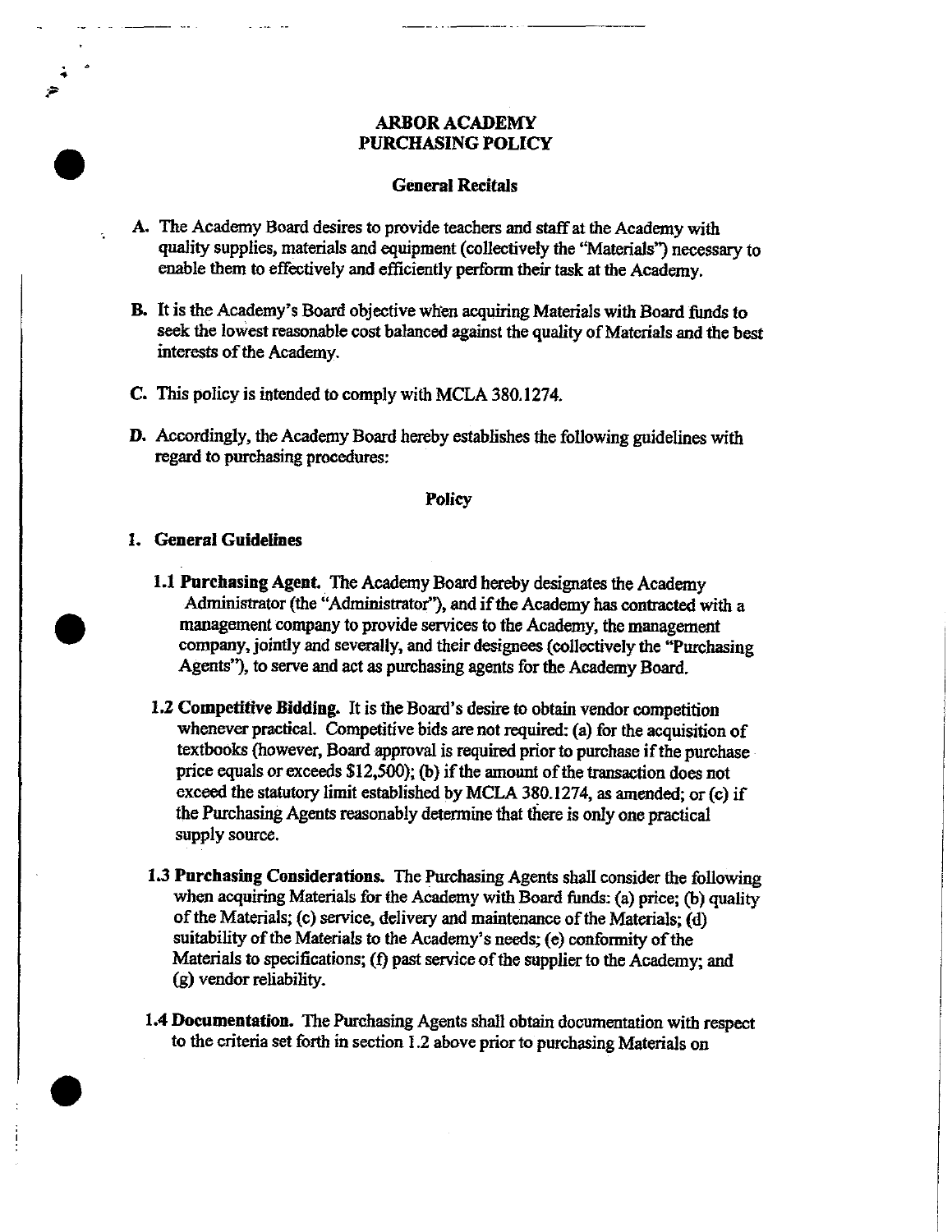# ARBOR ACADEMY
# PURCHASING POLICY

## General Recitals

A. The Academy Board desires to provide teachers and staff at the Academy with quality supplies, materials and equipment (collectively the "Materials") necessary to enable them to effectively and efficiently perform their task at the Academy.

B. It is the Academy's Board objective when acquiring Materials with Board funds to seek the lowest reasonable cost balanced against the quality of Materials and the best interests of the Academy.

C. This policy is intended to comply with MCLA 380.1274.

D. Accordingly, the Academy Board hereby establishes the following guidelines with regard to purchasing procedures:

## Policy

### 1. General Guidelines

**1.1 Purchasing Agent.** The Academy Board hereby designates the Academy Administrator (the "Administrator"), and if the Academy has contracted with a management company to provide services to the Academy, the management company, jointly and severally, and their designees (collectively the "Purchasing Agents"), to serve and act as purchasing agents for the Academy Board.

**1.2 Competitive Bidding.** It is the Board's desire to obtain vendor competition whenever practical. Competitive bids are not required: (a) for the acquisition of textbooks (however, Board approval is required prior to purchase if the purchase price equals or exceeds $12,500); (b) if the amount of the transaction does not exceed the statutory limit established by MCLA 380.1274, as amended; or (c) if the Purchasing Agents reasonably determine that there is only one practical supply source.

**1.3 Purchasing Considerations.** The Purchasing Agents shall consider the following when acquiring Materials for the Academy with Board funds: (a) price; (b) quality of the Materials; (c) service, delivery and maintenance of the Materials; (d) suitability of the Materials to the Academy's needs; (e) conformity of the Materials to specifications; (f) past service of the supplier to the Academy; and (g) vendor reliability.

**1.4 Documentation.** The Purchasing Agents shall obtain documentation with respect to the criteria set forth in section 1.2 above prior to purchasing Materials on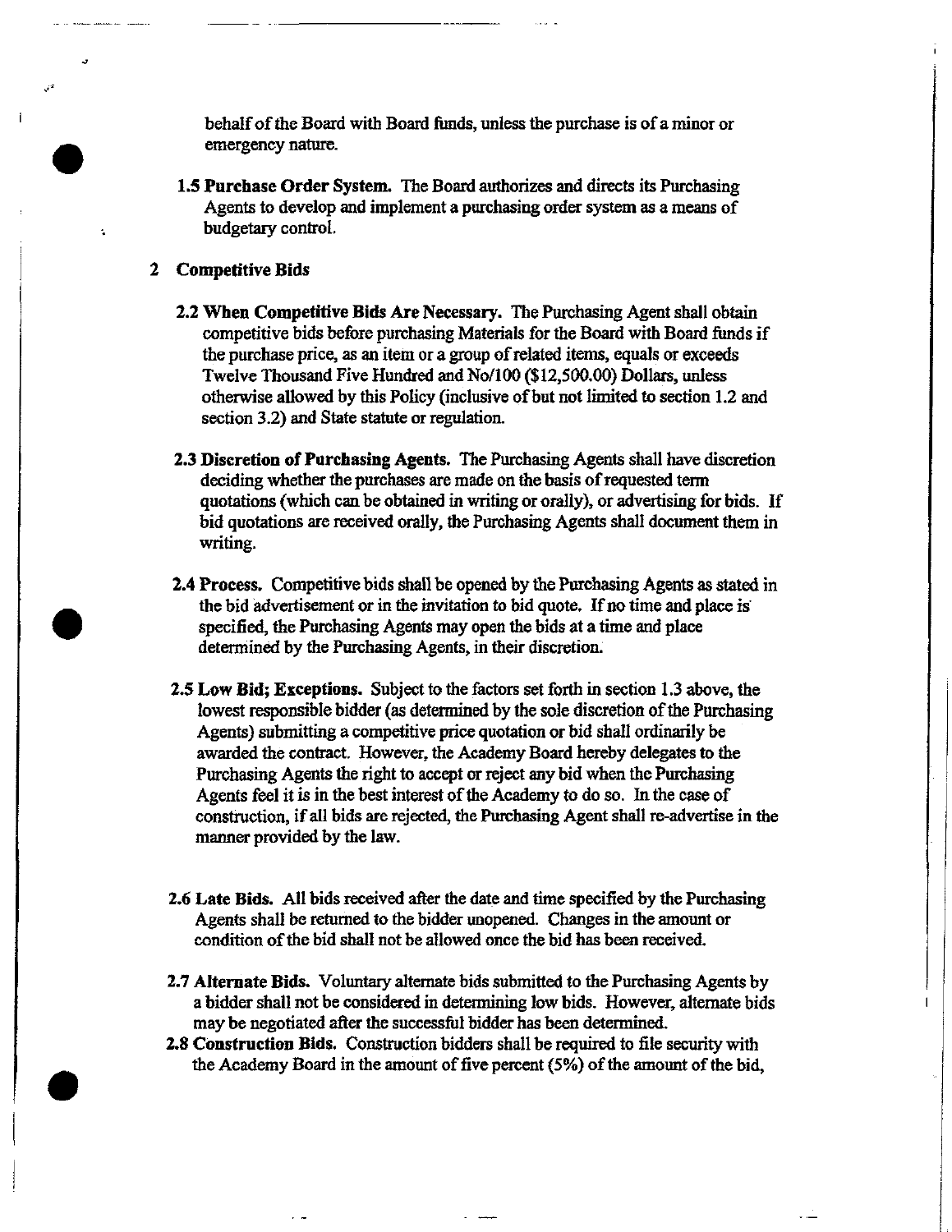behalf of the Board with Board funds, unless the purchase is of a minor or emergency nature.

**1.5 Purchase Order System.** The Board authorizes and directs its Purchasing Agents to develop and implement a purchasing order system as a means of budgetary control.

## 2 Competitive Bids

**2.2 When Competitive Bids Are Necessary.** The Purchasing Agent shall obtain competitive bids before purchasing Materials for the Board with Board funds if the purchase price, as an item or a group of related items, equals or exceeds Twelve Thousand Five Hundred and No/100 ($12,500.00) Dollars, unless otherwise allowed by this Policy (inclusive of but not limited to section 1.2 and section 3.2) and State statute or regulation.

**2.3 Discretion of Purchasing Agents.** The Purchasing Agents shall have discretion deciding whether the purchases are made on the basis of requested term quotations (which can be obtained in writing or orally), or advertising for bids. If bid quotations are received orally, the Purchasing Agents shall document them in writing.

**2.4 Process.** Competitive bids shall be opened by the Purchasing Agents as stated in the bid advertisement or in the invitation to bid quote. If no time and place is specified, the Purchasing Agents may open the bids at a time and place determined by the Purchasing Agents, in their discretion.

**2.5 Low Bid; Exceptions.** Subject to the factors set forth in section 1.3 above, the lowest responsible bidder (as determined by the sole discretion of the Purchasing Agents) submitting a competitive price quotation or bid shall ordinarily be awarded the contract. However, the Academy Board hereby delegates to the Purchasing Agents the right to accept or reject any bid when the Purchasing Agents feel it is in the best interest of the Academy to do so. In the case of construction, if all bids are rejected, the Purchasing Agent shall re-advertise in the manner provided by the law.

**2.6 Late Bids.** All bids received after the date and time specified by the Purchasing Agents shall be returned to the bidder unopened. Changes in the amount or condition of the bid shall not be allowed once the bid has been received.

**2.7 Alternate Bids.** Voluntary alternate bids submitted to the Purchasing Agents by a bidder shall not be considered in determining low bids. However, alternate bids may be negotiated after the successful bidder has been determined.

**2.8 Construction Bids.** Construction bidders shall be required to file security with the Academy Board in the amount of five percent (5%) of the amount of the bid,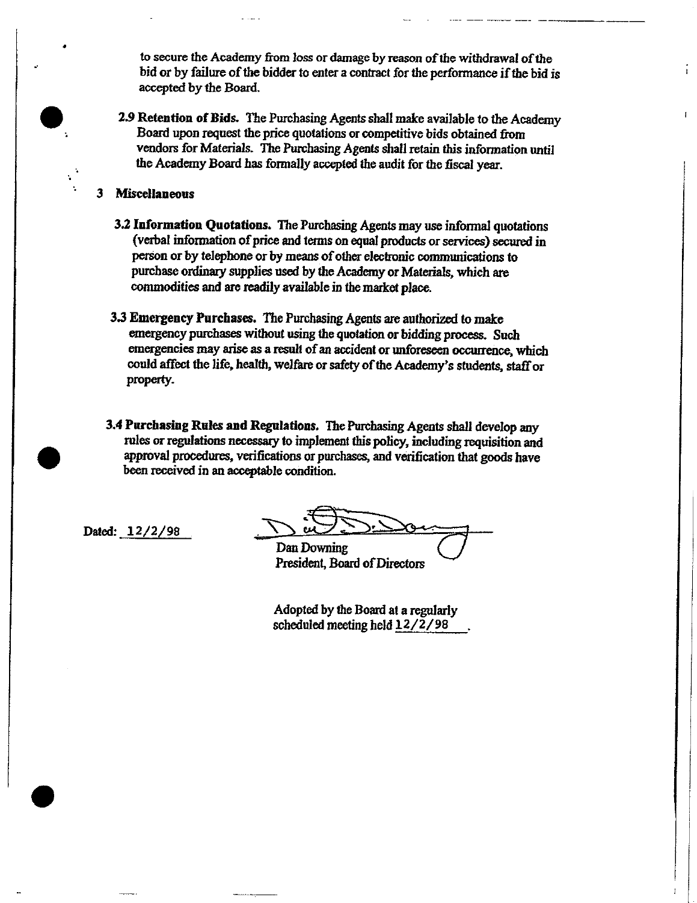to secure the Academy from loss or damage by reason of the withdrawal of the bid or by failure of the bidder to enter a contract for the performance if the bid is accepted by the Board.

**2.9 Retention of Bids.** The Purchasing Agents shall make available to the Academy Board upon request the price quotations or competitive bids obtained from vendors for Materials. The Purchasing Agents shall retain this information until the Academy Board has formally accepted the audit for the fiscal year.

## 3 Miscellaneous

**3.2 Information Quotations.** The Purchasing Agents may use informal quotations (verbal information of price and terms on equal products or services) secured in person or by telephone or by means of other electronic communications to purchase ordinary supplies used by the Academy or Materials, which are commodities and are readily available in the market place.

**3.3 Emergency Purchases.** The Purchasing Agents are authorized to make emergency purchases without using the quotation or bidding process. Such emergencies may arise as a result of an accident or unforeseen occurrence, which could affect the life, health, welfare or safety of the Academy's students, staff or property.

**3.4 Purchasing Rules and Regulations.** The Purchasing Agents shall develop any rules or regulations necessary to implement this policy, including requisition and approval procedures, verifications or purchases, and verification that goods have been received in an acceptable condition.

Dated: 12/2/98

Dan Downing
President, Board of Directors

Adopted by the Board at a regularly scheduled meeting held 12/2/98 .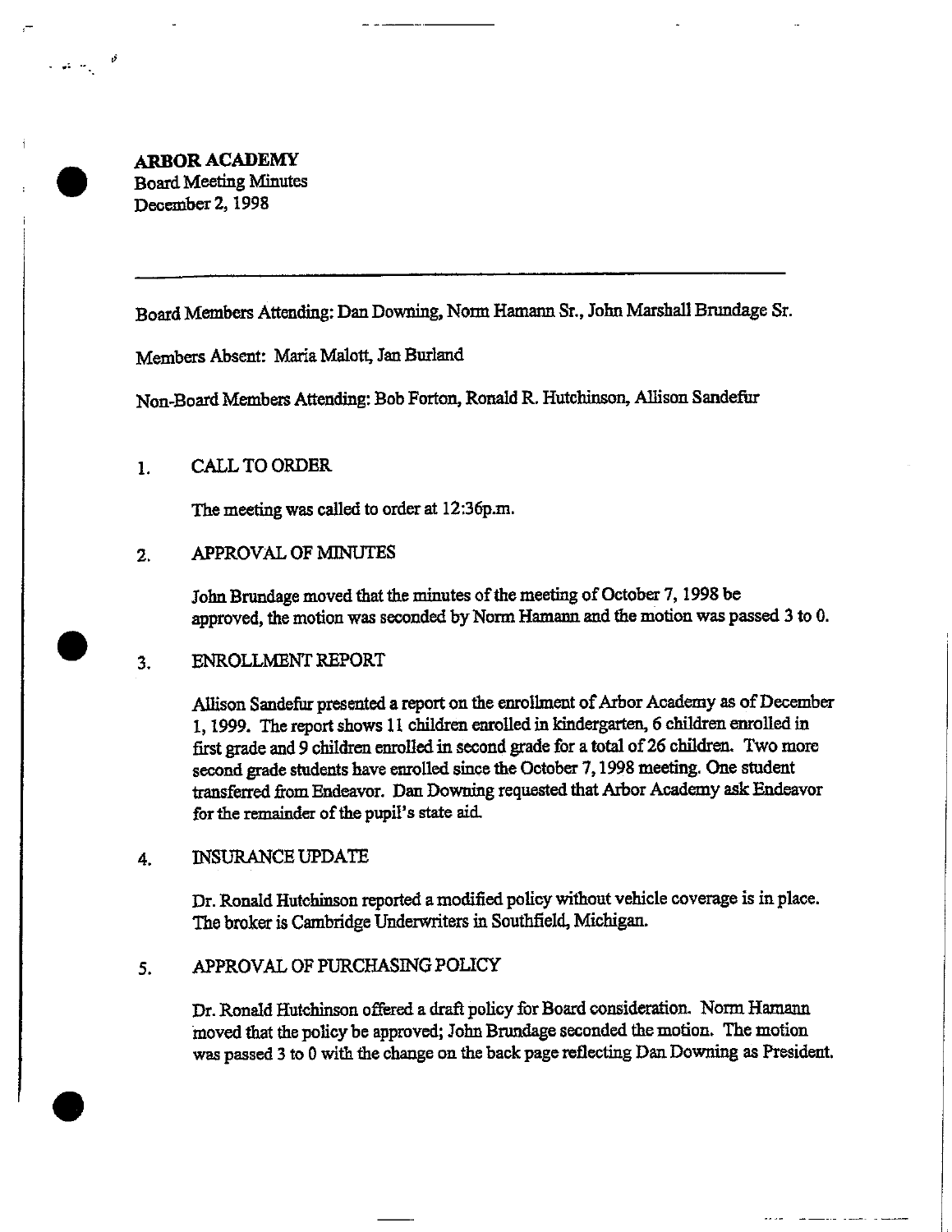**ARBOR ACADEMY**
Board Meeting Minutes
December 2, 1998

---

Board Members Attending: Dan Downing, Norm Hamann Sr., John Marshall Brundage Sr.

Members Absent: Maria Malott, Jan Burland

Non-Board Members Attending: Bob Forton, Ronald R. Hutchinson, Allison Sandefur

1. CALL TO ORDER

   The meeting was called to order at 12:36p.m.

2. APPROVAL OF MINUTES

   John Brundage moved that the minutes of the meeting of October 7, 1998 be approved, the motion was seconded by Norm Hamann and the motion was passed 3 to 0.

3. ENROLLMENT REPORT

   Allison Sandefur presented a report on the enrollment of Arbor Academy as of December 1, 1999. The report shows 11 children enrolled in kindergarten, 6 children enrolled in first grade and 9 children enrolled in second grade for a total of 26 children. Two more second grade students have enrolled since the October 7, 1998 meeting. One student transferred from Endeavor. Dan Downing requested that Arbor Academy ask Endeavor for the remainder of the pupil's state aid.

4. INSURANCE UPDATE

   Dr. Ronald Hutchinson reported a modified policy without vehicle coverage is in place. The broker is Cambridge Underwriters in Southfield, Michigan.

5. APPROVAL OF PURCHASING POLICY

   Dr. Ronald Hutchinson offered a draft policy for Board consideration. Norm Hamann moved that the policy be approved; John Brundage seconded the motion. The motion was passed 3 to 0 with the change on the back page reflecting Dan Downing as President.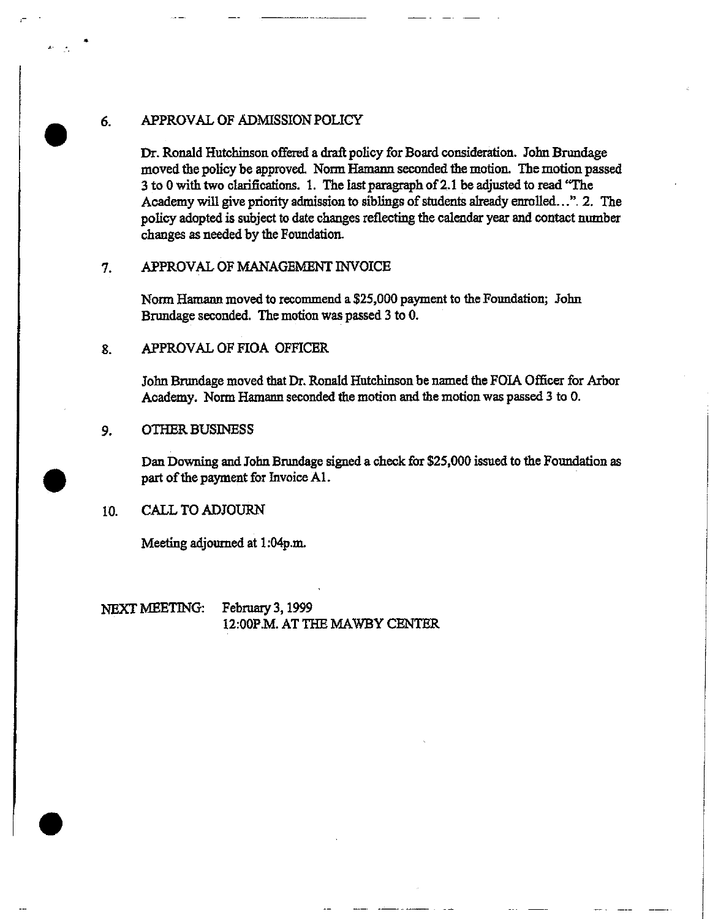6. APPROVAL OF ADMISSION POLICY

   Dr. Ronald Hutchinson offered a draft policy for Board consideration. John Brundage moved the policy be approved. Norm Hamann seconded the motion. The motion passed 3 to 0 with two clarifications. 1. The last paragraph of 2.1 be adjusted to read "The Academy will give priority admission to siblings of students already enrolled…". 2. The policy adopted is subject to date changes reflecting the calendar year and contact number changes as needed by the Foundation.

7. APPROVAL OF MANAGEMENT INVOICE

   Norm Hamann moved to recommend a $25,000 payment to the Foundation; John Brundage seconded. The motion was passed 3 to 0.

8. APPROVAL OF FIOA OFFICER

   John Brundage moved that Dr. Ronald Hutchinson be named the FOIA Officer for Arbor Academy. Norm Hamann seconded the motion and the motion was passed 3 to 0.

9. OTHER BUSINESS

   Dan Downing and John Brundage signed a check for $25,000 issued to the Foundation as part of the payment for Invoice A1.

10. CALL TO ADJOURN

    Meeting adjourned at 1:04p.m.

NEXT MEETING: February 3, 1999
12:00P.M. AT THE MAWBY CENTER